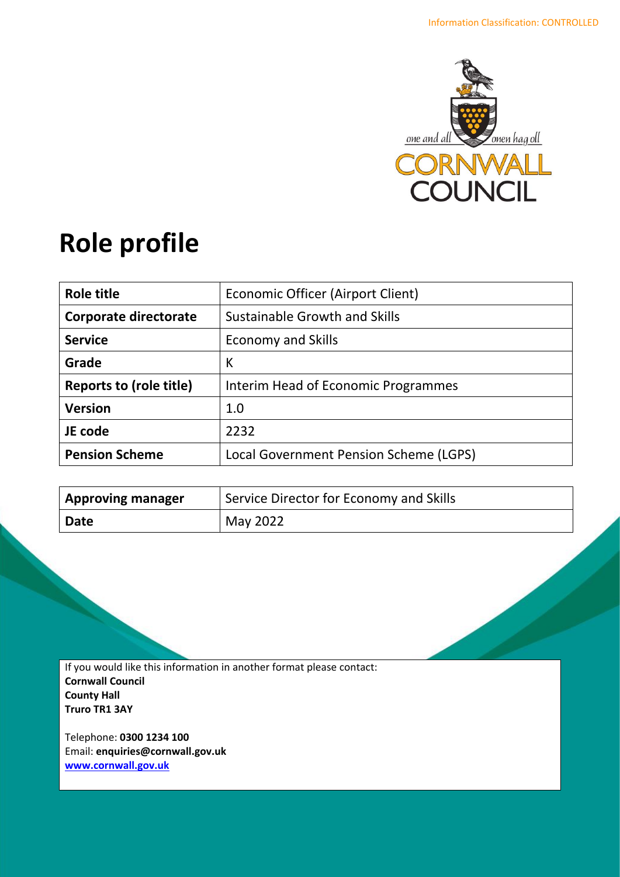Information Classification: CONTROLLED

one and all — onen hag oll

CORNWALL COUNCIL

# Role profile

| Role title | Economic Officer (Airport Client) |
|---|---|
| Corporate directorate | Sustainable Growth and Skills |
| Service | Economy and Skills |
| Grade | K |
| Reports to (role title) | Interim Head of Economic Programmes |
| Version | 1.0 |
| JE code | 2232 |
| Pension Scheme | Local Government Pension Scheme (LGPS) |

| Approving manager | Service Director for Economy and Skills |
|---|---|
| Date | May 2022 |

If you would like this information in another format please contact:
**Cornwall Council**
**County Hall**
**Truro TR1 3AY**

Telephone: **0300 1234 100**
Email: **enquiries@cornwall.gov.uk**
**www.cornwall.gov.uk**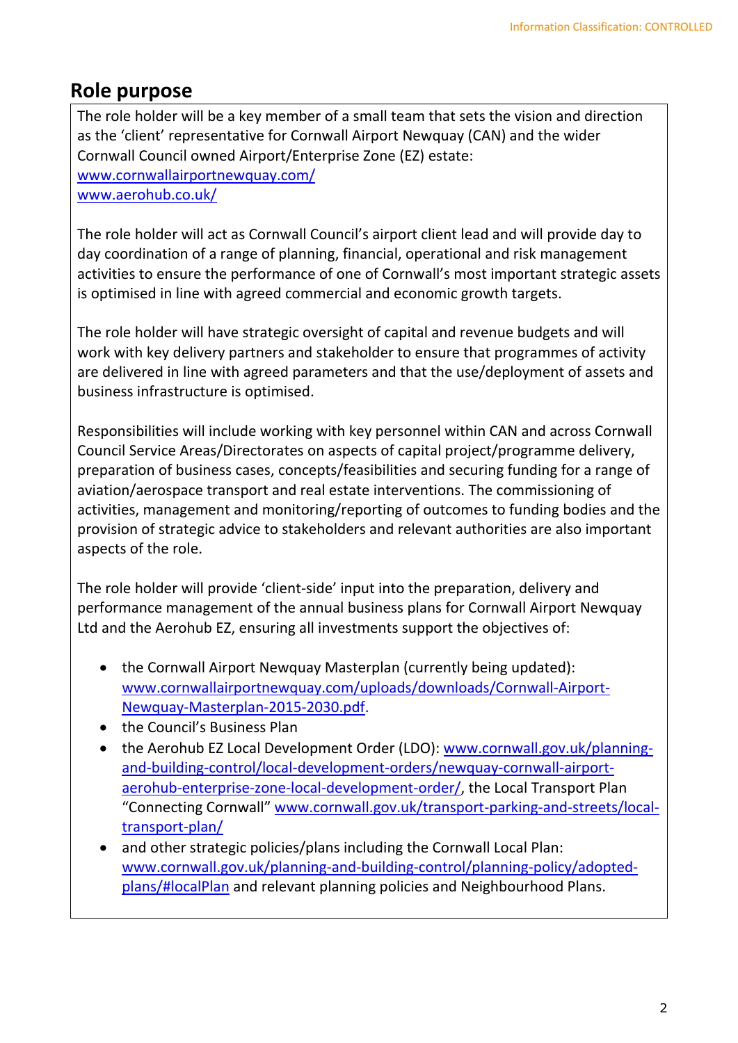## Role purpose

The role holder will be a key member of a small team that sets the vision and direction as the 'client' representative for Cornwall Airport Newquay (CAN) and the wider Cornwall Council owned Airport/Enterprise Zone (EZ) estate:
www.cornwallairportnewquay.com/
www.aerohub.co.uk/

The role holder will act as Cornwall Council's airport client lead and will provide day to day coordination of a range of planning, financial, operational and risk management activities to ensure the performance of one of Cornwall's most important strategic assets is optimised in line with agreed commercial and economic growth targets.

The role holder will have strategic oversight of capital and revenue budgets and will work with key delivery partners and stakeholder to ensure that programmes of activity are delivered in line with agreed parameters and that the use/deployment of assets and business infrastructure is optimised.

Responsibilities will include working with key personnel within CAN and across Cornwall Council Service Areas/Directorates on aspects of capital project/programme delivery, preparation of business cases, concepts/feasibilities and securing funding for a range of aviation/aerospace transport and real estate interventions. The commissioning of activities, management and monitoring/reporting of outcomes to funding bodies and the provision of strategic advice to stakeholders and relevant authorities are also important aspects of the role.

The role holder will provide 'client-side' input into the preparation, delivery and performance management of the annual business plans for Cornwall Airport Newquay Ltd and the Aerohub EZ, ensuring all investments support the objectives of:

- the Cornwall Airport Newquay Masterplan (currently being updated): www.cornwallairportnewquay.com/uploads/downloads/Cornwall-Airport-Newquay-Masterplan-2015-2030.pdf.
- the Council's Business Plan
- the Aerohub EZ Local Development Order (LDO): www.cornwall.gov.uk/planning-and-building-control/local-development-orders/newquay-cornwall-airport-aerohub-enterprise-zone-local-development-order/, the Local Transport Plan "Connecting Cornwall" www.cornwall.gov.uk/transport-parking-and-streets/local-transport-plan/
- and other strategic policies/plans including the Cornwall Local Plan: www.cornwall.gov.uk/planning-and-building-control/planning-policy/adopted-plans/#localPlan and relevant planning policies and Neighbourhood Plans.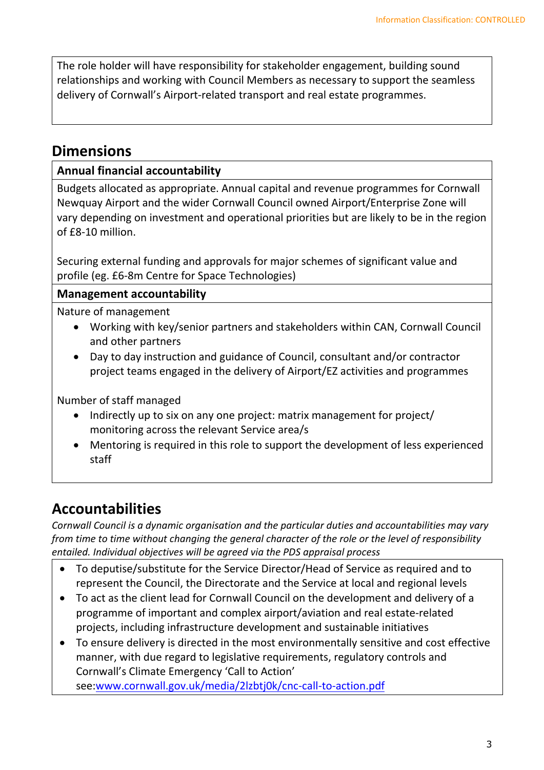The role holder will have responsibility for stakeholder engagement, building sound relationships and working with Council Members as necessary to support the seamless delivery of Cornwall's Airport-related transport and real estate programmes.

## Dimensions

**Annual financial accountability**

Budgets allocated as appropriate. Annual capital and revenue programmes for Cornwall Newquay Airport and the wider Cornwall Council owned Airport/Enterprise Zone will vary depending on investment and operational priorities but are likely to be in the region of £8-10 million.

Securing external funding and approvals for major schemes of significant value and profile (eg. £6-8m Centre for Space Technologies)

**Management accountability**

Nature of management

- Working with key/senior partners and stakeholders within CAN, Cornwall Council and other partners
- Day to day instruction and guidance of Council, consultant and/or contractor project teams engaged in the delivery of Airport/EZ activities and programmes

Number of staff managed

- Indirectly up to six on any one project: matrix management for project/ monitoring across the relevant Service area/s
- Mentoring is required in this role to support the development of less experienced staff

## Accountabilities

*Cornwall Council is a dynamic organisation and the particular duties and accountabilities may vary from time to time without changing the general character of the role or the level of responsibility entailed. Individual objectives will be agreed via the PDS appraisal process*

- To deputise/substitute for the Service Director/Head of Service as required and to represent the Council, the Directorate and the Service at local and regional levels
- To act as the client lead for Cornwall Council on the development and delivery of a programme of important and complex airport/aviation and real estate-related projects, including infrastructure development and sustainable initiatives
- To ensure delivery is directed in the most environmentally sensitive and cost effective manner, with due regard to legislative requirements, regulatory controls and Cornwall's Climate Emergency 'Call to Action' see:www.cornwall.gov.uk/media/2lzbtj0k/cnc-call-to-action.pdf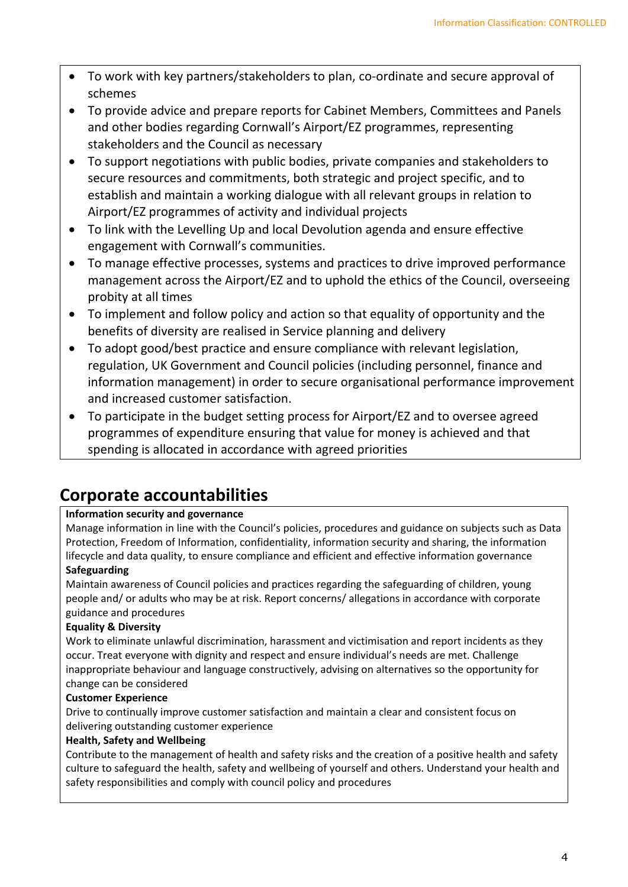- To work with key partners/stakeholders to plan, co-ordinate and secure approval of schemes
- To provide advice and prepare reports for Cabinet Members, Committees and Panels and other bodies regarding Cornwall's Airport/EZ programmes, representing stakeholders and the Council as necessary
- To support negotiations with public bodies, private companies and stakeholders to secure resources and commitments, both strategic and project specific, and to establish and maintain a working dialogue with all relevant groups in relation to Airport/EZ programmes of activity and individual projects
- To link with the Levelling Up and local Devolution agenda and ensure effective engagement with Cornwall's communities.
- To manage effective processes, systems and practices to drive improved performance management across the Airport/EZ and to uphold the ethics of the Council, overseeing probity at all times
- To implement and follow policy and action so that equality of opportunity and the benefits of diversity are realised in Service planning and delivery
- To adopt good/best practice and ensure compliance with relevant legislation, regulation, UK Government and Council policies (including personnel, finance and information management) in order to secure organisational performance improvement and increased customer satisfaction.
- To participate in the budget setting process for Airport/EZ and to oversee agreed programmes of expenditure ensuring that value for money is achieved and that spending is allocated in accordance with agreed priorities

## Corporate accountabilities

**Information security and governance**
Manage information in line with the Council's policies, procedures and guidance on subjects such as Data Protection, Freedom of Information, confidentiality, information security and sharing, the information lifecycle and data quality, to ensure compliance and efficient and effective information governance

**Safeguarding**
Maintain awareness of Council policies and practices regarding the safeguarding of children, young people and/ or adults who may be at risk. Report concerns/ allegations in accordance with corporate guidance and procedures

**Equality & Diversity**
Work to eliminate unlawful discrimination, harassment and victimisation and report incidents as they occur. Treat everyone with dignity and respect and ensure individual's needs are met. Challenge inappropriate behaviour and language constructively, advising on alternatives so the opportunity for change can be considered

**Customer Experience**
Drive to continually improve customer satisfaction and maintain a clear and consistent focus on delivering outstanding customer experience

**Health, Safety and Wellbeing**
Contribute to the management of health and safety risks and the creation of a positive health and safety culture to safeguard the health, safety and wellbeing of yourself and others. Understand your health and safety responsibilities and comply with council policy and procedures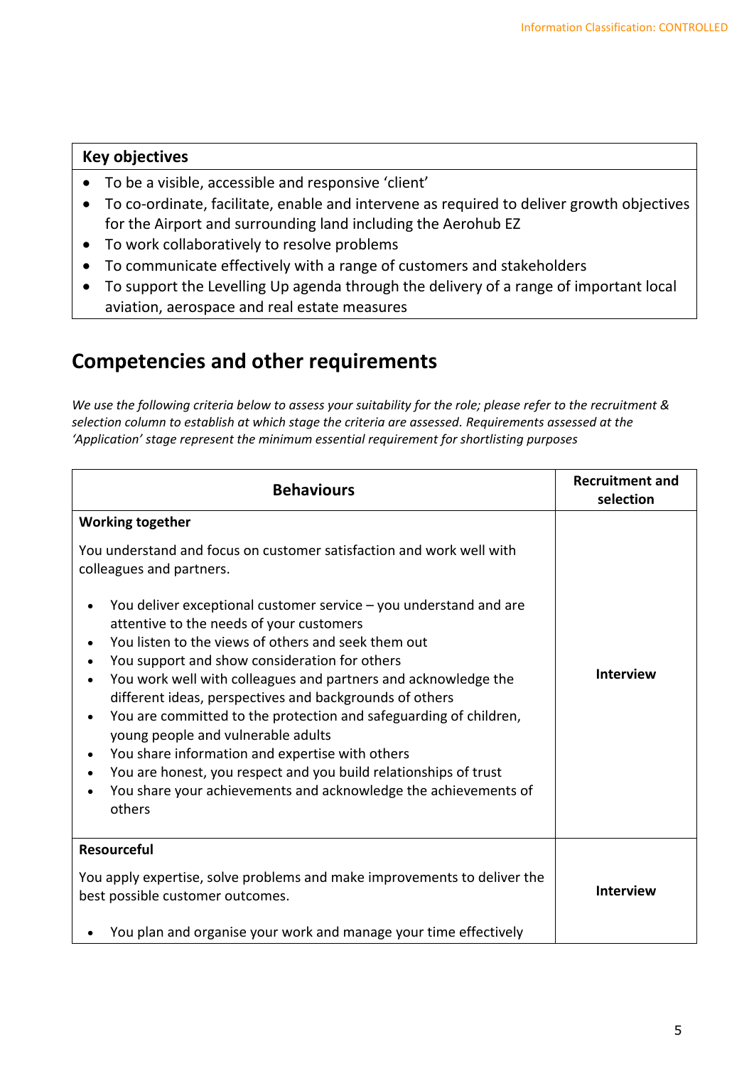| Key objectives |
|---|
| • To be a visible, accessible and responsive 'client'<br>• To co-ordinate, facilitate, enable and intervene as required to deliver growth objectives for the Airport and surrounding land including the Aerohub EZ<br>• To work collaboratively to resolve problems<br>• To communicate effectively with a range of customers and stakeholders<br>• To support the Levelling Up agenda through the delivery of a range of important local aviation, aerospace and real estate measures |

## Competencies and other requirements

*We use the following criteria below to assess your suitability for the role; please refer to the recruitment & selection column to establish at which stage the criteria are assessed. Requirements assessed at the 'Application' stage represent the minimum essential requirement for shortlisting purposes*

| Behaviours | Recruitment and selection |
|---|---|
| **Working together**<br><br>You understand and focus on customer satisfaction and work well with colleagues and partners.<br><br>• You deliver exceptional customer service – you understand and are attentive to the needs of your customers<br>• You listen to the views of others and seek them out<br>• You support and show consideration for others<br>• You work well with colleagues and partners and acknowledge the different ideas, perspectives and backgrounds of others<br>• You are committed to the protection and safeguarding of children, young people and vulnerable adults<br>• You share information and expertise with others<br>• You are honest, you respect and you build relationships of trust<br>• You share your achievements and acknowledge the achievements of others | **Interview** |
| **Resourceful**<br><br>You apply expertise, solve problems and make improvements to deliver the best possible customer outcomes.<br><br>• You plan and organise your work and manage your time effectively | **Interview** |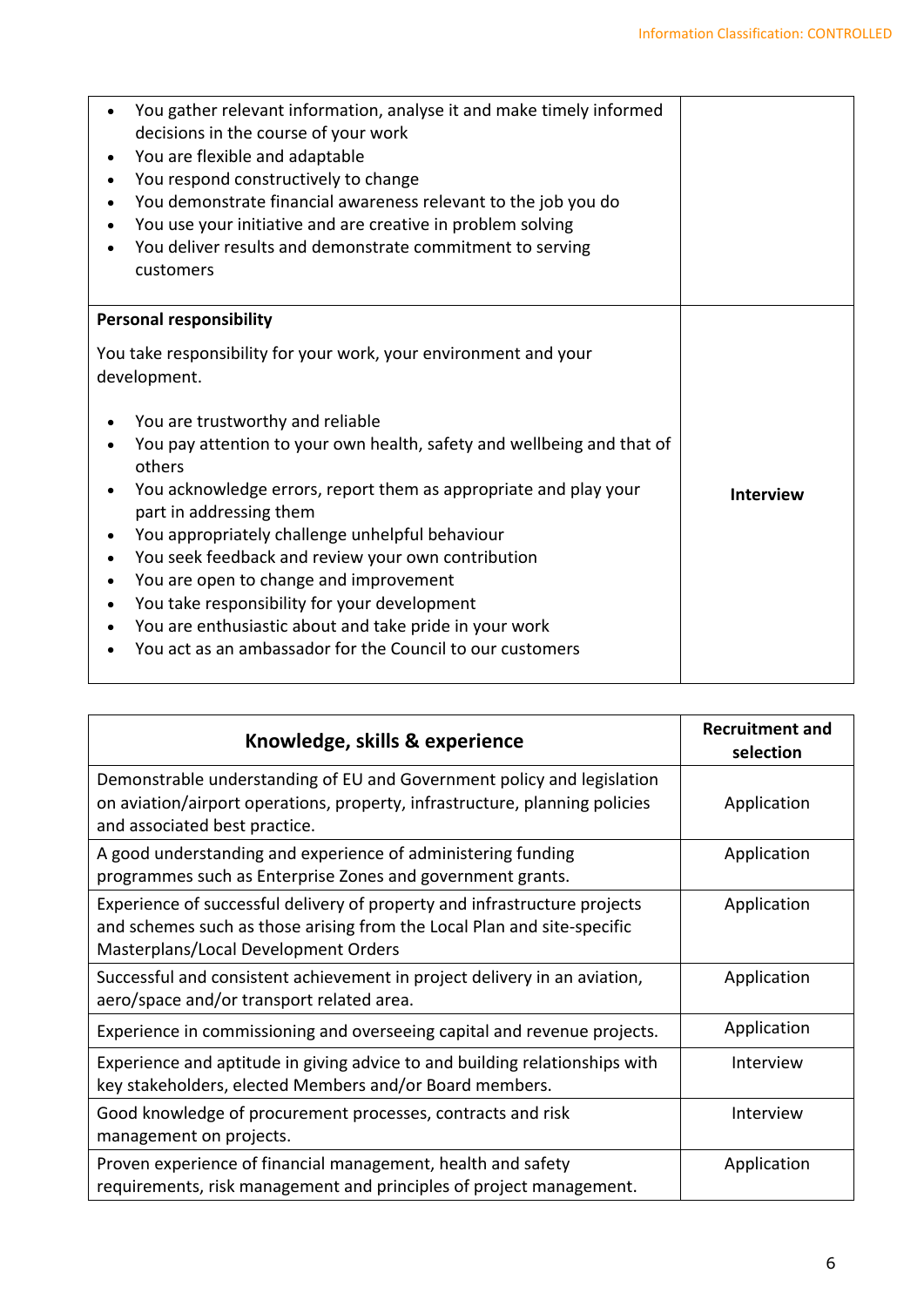| | |
|---|---|
| • You gather relevant information, analyse it and make timely informed decisions in the course of your work<br>• You are flexible and adaptable<br>• You respond constructively to change<br>• You demonstrate financial awareness relevant to the job you do<br>• You use your initiative and are creative in problem solving<br>• You deliver results and demonstrate commitment to serving customers | |
| **Personal responsibility**<br><br>You take responsibility for your work, your environment and your development.<br><br>• You are trustworthy and reliable<br>• You pay attention to your own health, safety and wellbeing and that of others<br>• You acknowledge errors, report them as appropriate and play your part in addressing them<br>• You appropriately challenge unhelpful behaviour<br>• You seek feedback and review your own contribution<br>• You are open to change and improvement<br>• You take responsibility for your development<br>• You are enthusiastic about and take pride in your work<br>• You act as an ambassador for the Council to our customers | **Interview** |

| Knowledge, skills & experience | Recruitment and selection |
|---|---|
| Demonstrable understanding of EU and Government policy and legislation on aviation/airport operations, property, infrastructure, planning policies and associated best practice. | Application |
| A good understanding and experience of administering funding programmes such as Enterprise Zones and government grants. | Application |
| Experience of successful delivery of property and infrastructure projects and schemes such as those arising from the Local Plan and site-specific Masterplans/Local Development Orders | Application |
| Successful and consistent achievement in project delivery in an aviation, aero/space and/or transport related area. | Application |
| Experience in commissioning and overseeing capital and revenue projects. | Application |
| Experience and aptitude in giving advice to and building relationships with key stakeholders, elected Members and/or Board members. | Interview |
| Good knowledge of procurement processes, contracts and risk management on projects. | Interview |
| Proven experience of financial management, health and safety requirements, risk management and principles of project management. | Application |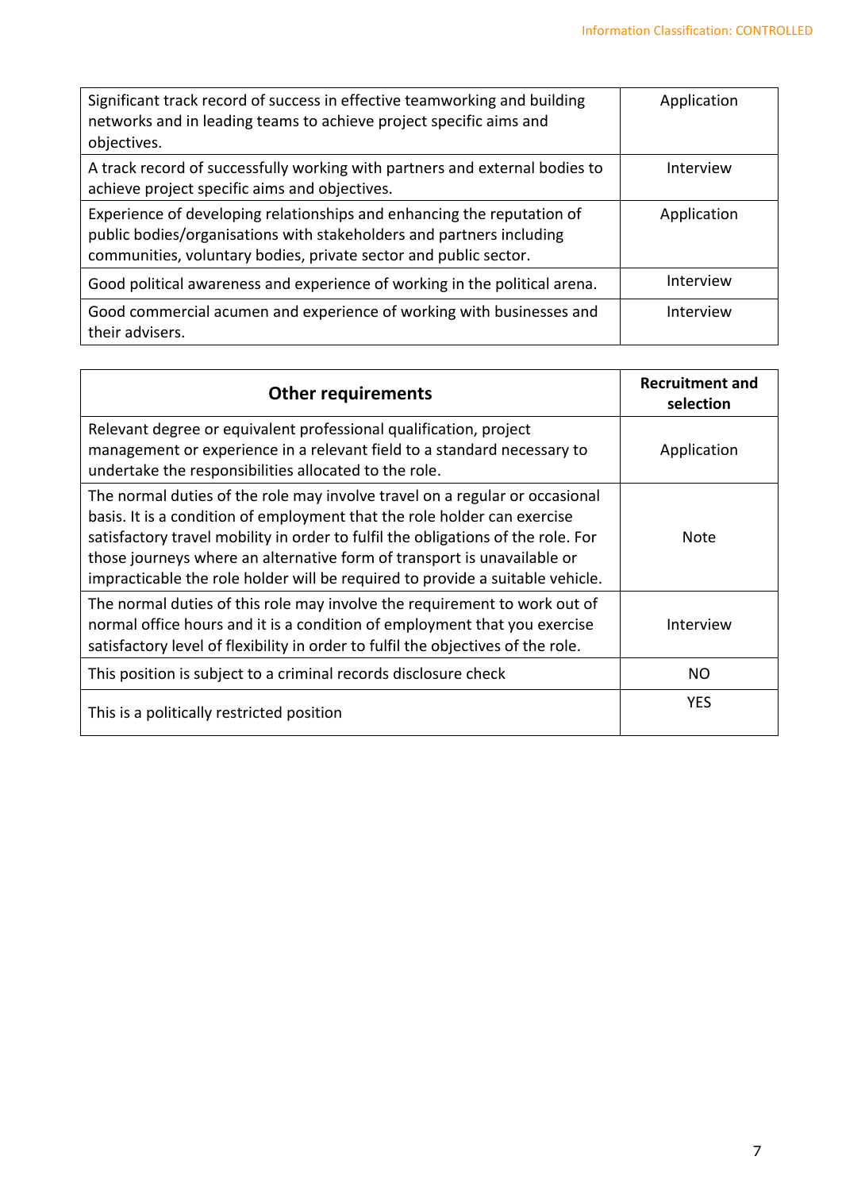| | |
|---|---|
| Significant track record of success in effective teamworking and building networks and in leading teams to achieve project specific aims and objectives. | Application |
| A track record of successfully working with partners and external bodies to achieve project specific aims and objectives. | Interview |
| Experience of developing relationships and enhancing the reputation of public bodies/organisations with stakeholders and partners including communities, voluntary bodies, private sector and public sector. | Application |
| Good political awareness and experience of working in the political arena. | Interview |
| Good commercial acumen and experience of working with businesses and their advisers. | Interview |

| **Other requirements** | **Recruitment and selection** |
|---|---|
| Relevant degree or equivalent professional qualification, project management or experience in a relevant field to a standard necessary to undertake the responsibilities allocated to the role. | Application |
| The normal duties of the role may involve travel on a regular or occasional basis. It is a condition of employment that the role holder can exercise satisfactory travel mobility in order to fulfil the obligations of the role. For those journeys where an alternative form of transport is unavailable or impracticable the role holder will be required to provide a suitable vehicle. | Note |
| The normal duties of this role may involve the requirement to work out of normal office hours and it is a condition of employment that you exercise satisfactory level of flexibility in order to fulfil the objectives of the role. | Interview |
| This position is subject to a criminal records disclosure check | NO |
| This is a politically restricted position | YES |